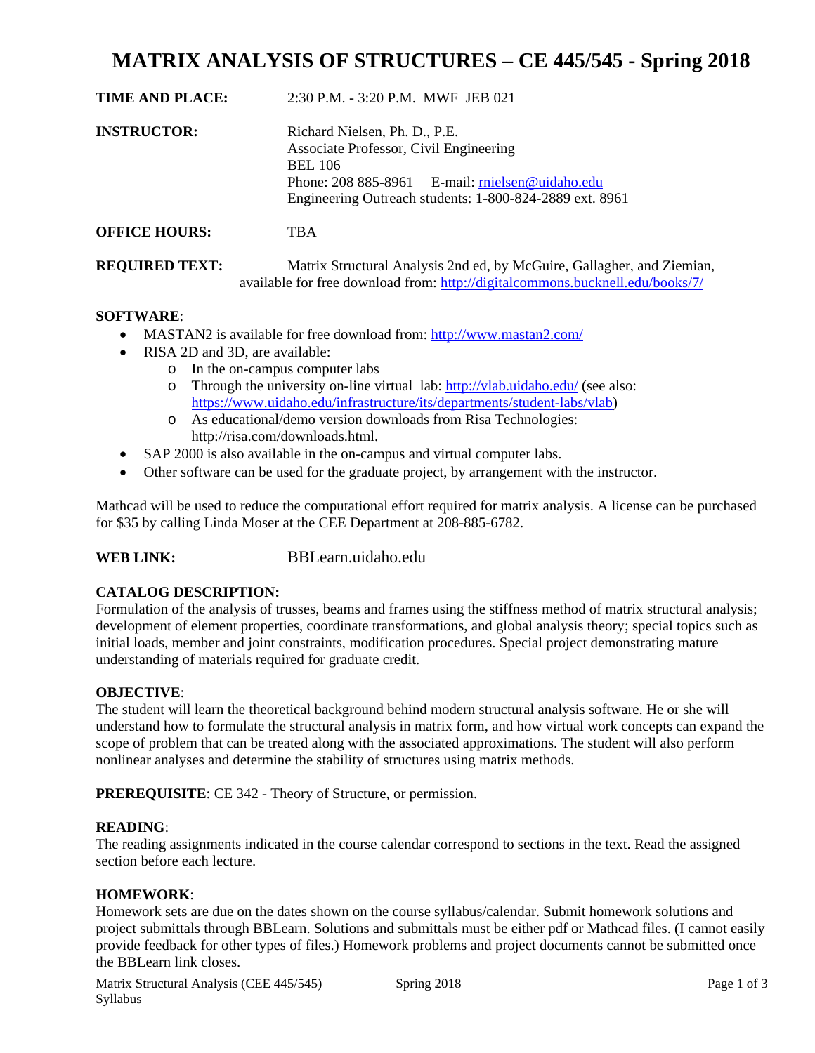# MATRIX ANALYSIS OF STRUCTURES – CE 445/545 - Spring 2018

**TIME AND PLACE:** 2:30 P.M. - 3:20 P.M. MWF JEB 021

**INSTRUCTOR:** Richard Nielsen, Ph. D., P.E.
Associate Professor, Civil Engineering
BEL 106
Phone: 208 885-8961 E-mail: rnielsen@uidaho.edu
Engineering Outreach students: 1-800-824-2889 ext. 8961

**OFFICE HOURS:** TBA

**REQUIRED TEXT:** Matrix Structural Analysis 2nd ed, by McGuire, Gallagher, and Ziemian, available for free download from: http://digitalcommons.bucknell.edu/books/7/

**SOFTWARE**:

- MASTAN2 is available for free download from: http://www.mastan2.com/
- RISA 2D and 3D, are available:
  - In the on-campus computer labs
  - Through the university on-line virtual lab: http://vlab.uidaho.edu/ (see also: https://www.uidaho.edu/infrastructure/its/departments/student-labs/vlab)
  - As educational/demo version downloads from Risa Technologies: http://risa.com/downloads.html.
- SAP 2000 is also available in the on-campus and virtual computer labs.
- Other software can be used for the graduate project, by arrangement with the instructor.

Mathcad will be used to reduce the computational effort required for matrix analysis. A license can be purchased for $35 by calling Linda Moser at the CEE Department at 208-885-6782.

**WEB LINK:** BBLearn.uidaho.edu

**CATALOG DESCRIPTION:**
Formulation of the analysis of trusses, beams and frames using the stiffness method of matrix structural analysis; development of element properties, coordinate transformations, and global analysis theory; special topics such as initial loads, member and joint constraints, modification procedures. Special project demonstrating mature understanding of materials required for graduate credit.

**OBJECTIVE**:
The student will learn the theoretical background behind modern structural analysis software. He or she will understand how to formulate the structural analysis in matrix form, and how virtual work concepts can expand the scope of problem that can be treated along with the associated approximations. The student will also perform nonlinear analyses and determine the stability of structures using matrix methods.

**PREREQUISITE**: CE 342 - Theory of Structure, or permission.

**READING**:
The reading assignments indicated in the course calendar correspond to sections in the text. Read the assigned section before each lecture.

**HOMEWORK**:
Homework sets are due on the dates shown on the course syllabus/calendar. Submit homework solutions and project submittals through BBLearn. Solutions and submittals must be either pdf or Mathcad files. (I cannot easily provide feedback for other types of files.) Homework problems and project documents cannot be submitted once the BBLearn link closes.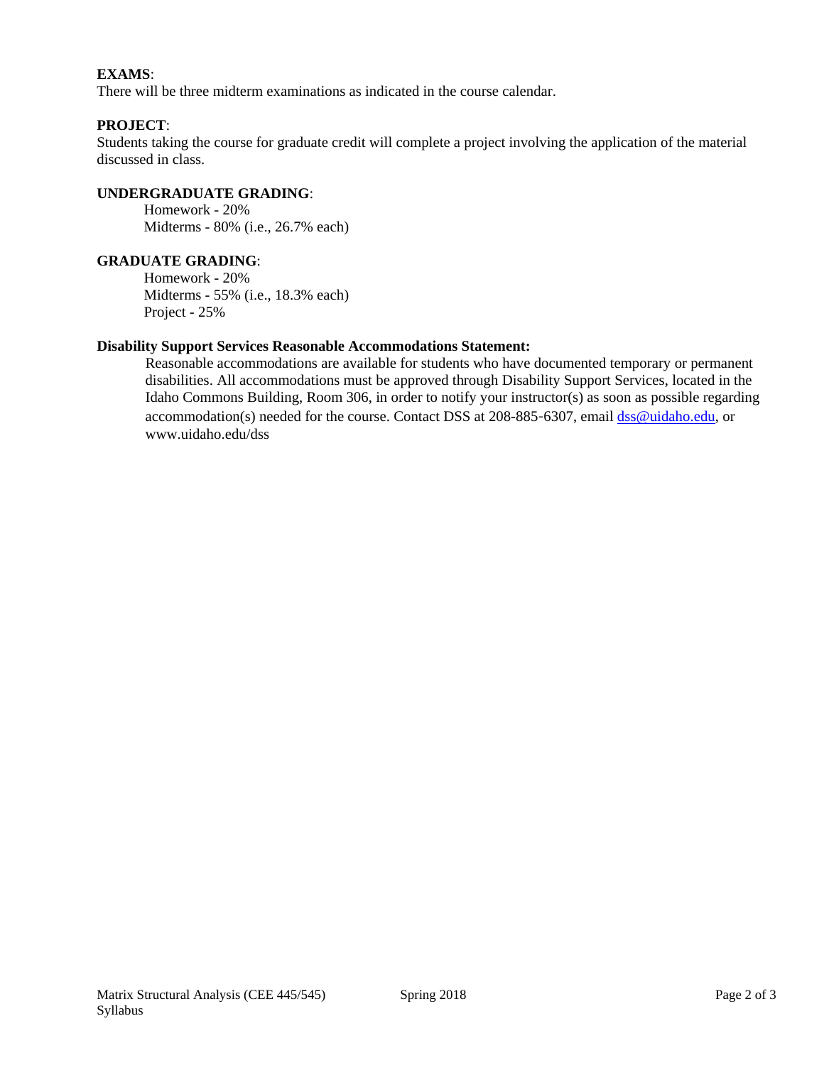**EXAMS**:
There will be three midterm examinations as indicated in the course calendar.

**PROJECT**:
Students taking the course for graduate credit will complete a project involving the application of the material discussed in class.

**UNDERGRADUATE GRADING**:

Homework - 20%
Midterms - 80% (i.e., 26.7% each)

**GRADUATE GRADING**:

Homework - 20%
Midterms - 55% (i.e., 18.3% each)
Project - 25%

**Disability Support Services Reasonable Accommodations Statement:**

Reasonable accommodations are available for students who have documented temporary or permanent disabilities. All accommodations must be approved through Disability Support Services, located in the Idaho Commons Building, Room 306, in order to notify your instructor(s) as soon as possible regarding accommodation(s) needed for the course. Contact DSS at 208-885-6307, email dss@uidaho.edu, or www.uidaho.edu/dss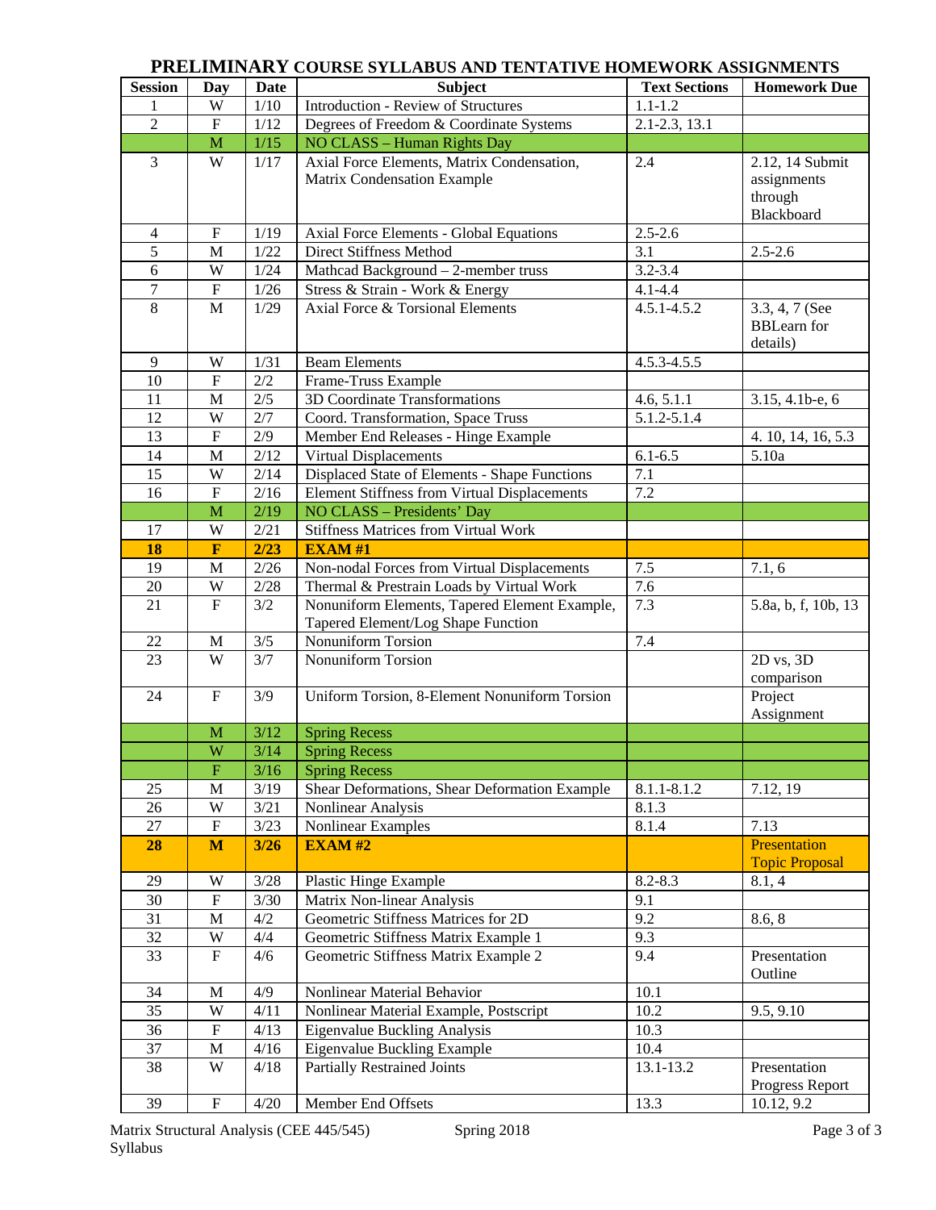# PRELIMINARY COURSE SYLLABUS AND TENTATIVE HOMEWORK ASSIGNMENTS

| Session | Day | Date | Subject | Text Sections | Homework Due |
|---|---|---|---|---|---|
| 1 | W | 1/10 | Introduction - Review of Structures | 1.1-1.2 | |
| 2 | F | 1/12 | Degrees of Freedom & Coordinate Systems | 2.1-2.3, 13.1 | |
| | M | 1/15 | NO CLASS – Human Rights Day | | |
| 3 | W | 1/17 | Axial Force Elements, Matrix Condensation, Matrix Condensation Example | 2.4 | 2.12, 14 Submit assignments through Blackboard |
| 4 | F | 1/19 | Axial Force Elements - Global Equations | 2.5-2.6 | |
| 5 | M | 1/22 | Direct Stiffness Method | 3.1 | 2.5-2.6 |
| 6 | W | 1/24 | Mathcad Background – 2-member truss | 3.2-3.4 | |
| 7 | F | 1/26 | Stress & Strain - Work & Energy | 4.1-4.4 | |
| 8 | M | 1/29 | Axial Force & Torsional Elements | 4.5.1-4.5.2 | 3.3, 4, 7 (See BBLearn for details) |
| 9 | W | 1/31 | Beam Elements | 4.5.3-4.5.5 | |
| 10 | F | 2/2 | Frame-Truss Example | | |
| 11 | M | 2/5 | 3D Coordinate Transformations | 4.6, 5.1.1 | 3.15, 4.1b-e, 6 |
| 12 | W | 2/7 | Coord. Transformation, Space Truss | 5.1.2-5.1.4 | |
| 13 | F | 2/9 | Member End Releases - Hinge Example | | 4. 10, 14, 16, 5.3 |
| 14 | M | 2/12 | Virtual Displacements | 6.1-6.5 | 5.10a |
| 15 | W | 2/14 | Displaced State of Elements - Shape Functions | 7.1 | |
| 16 | F | 2/16 | Element Stiffness from Virtual Displacements | 7.2 | |
| | M | 2/19 | NO CLASS – Presidents' Day | | |
| 17 | W | 2/21 | Stiffness Matrices from Virtual Work | | |
| **18** | **F** | **2/23** | **EXAM #1** | | |
| 19 | M | 2/26 | Non-nodal Forces from Virtual Displacements | 7.5 | 7.1, 6 |
| 20 | W | 2/28 | Thermal & Prestrain Loads by Virtual Work | 7.6 | |
| 21 | F | 3/2 | Nonuniform Elements, Tapered Element Example, Tapered Element/Log Shape Function | 7.3 | 5.8a, b, f, 10b, 13 |
| 22 | M | 3/5 | Nonuniform Torsion | 7.4 | |
| 23 | W | 3/7 | Nonuniform Torsion | | 2D vs, 3D comparison |
| 24 | F | 3/9 | Uniform Torsion, 8-Element Nonuniform Torsion | | Project Assignment |
| | M | 3/12 | Spring Recess | | |
| | W | 3/14 | Spring Recess | | |
| | F | 3/16 | Spring Recess | | |
| 25 | M | 3/19 | Shear Deformations, Shear Deformation Example | 8.1.1-8.1.2 | 7.12, 19 |
| 26 | W | 3/21 | Nonlinear Analysis | 8.1.3 | |
| 27 | F | 3/23 | Nonlinear Examples | 8.1.4 | 7.13 |
| **28** | **M** | **3/26** | **EXAM #2** | | Presentation Topic Proposal |
| 29 | W | 3/28 | Plastic Hinge Example | 8.2-8.3 | 8.1, 4 |
| 30 | F | 3/30 | Matrix Non-linear Analysis | 9.1 | |
| 31 | M | 4/2 | Geometric Stiffness Matrices for 2D | 9.2 | 8.6, 8 |
| 32 | W | 4/4 | Geometric Stiffness Matrix Example 1 | 9.3 | |
| 33 | F | 4/6 | Geometric Stiffness Matrix Example 2 | 9.4 | Presentation Outline |
| 34 | M | 4/9 | Nonlinear Material Behavior | 10.1 | |
| 35 | W | 4/11 | Nonlinear Material Example, Postscript | 10.2 | 9.5, 9.10 |
| 36 | F | 4/13 | Eigenvalue Buckling Analysis | 10.3 | |
| 37 | M | 4/16 | Eigenvalue Buckling Example | 10.4 | |
| 38 | W | 4/18 | Partially Restrained Joints | 13.1-13.2 | Presentation Progress Report |
| 39 | F | 4/20 | Member End Offsets | 13.3 | 10.12, 9.2 |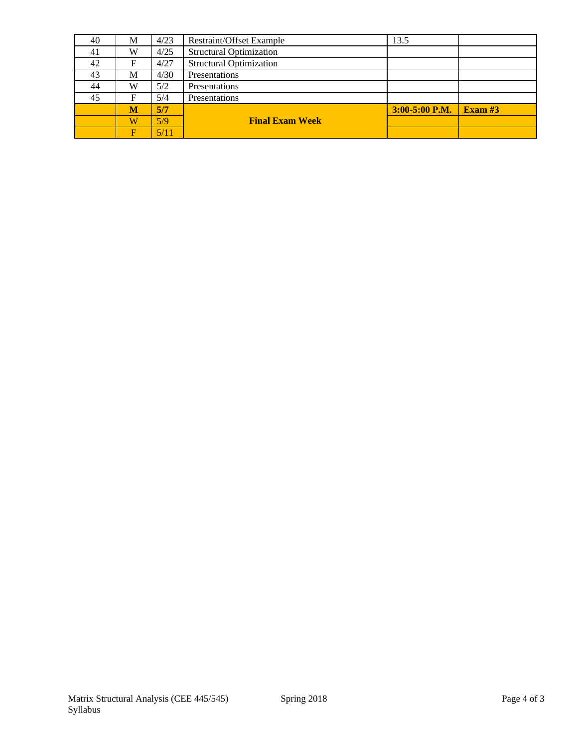| | | | | | |
|---|---|---|---|---|---|
| 40 | M | 4/23 | Restraint/Offset Example | 13.5 | |
| 41 | W | 4/25 | Structural Optimization | | |
| 42 | F | 4/27 | Structural Optimization | | |
| 43 | M | 4/30 | Presentations | | |
| 44 | W | 5/2 | Presentations | | |
| 45 | F | 5/4 | Presentations | | |
| | **M** | **5/7** | **Final Exam Week** | **3:00-5:00 P.M.** | **Exam #3** |
| | W | 5/9 | | | |
| | F | 5/11 | | | |